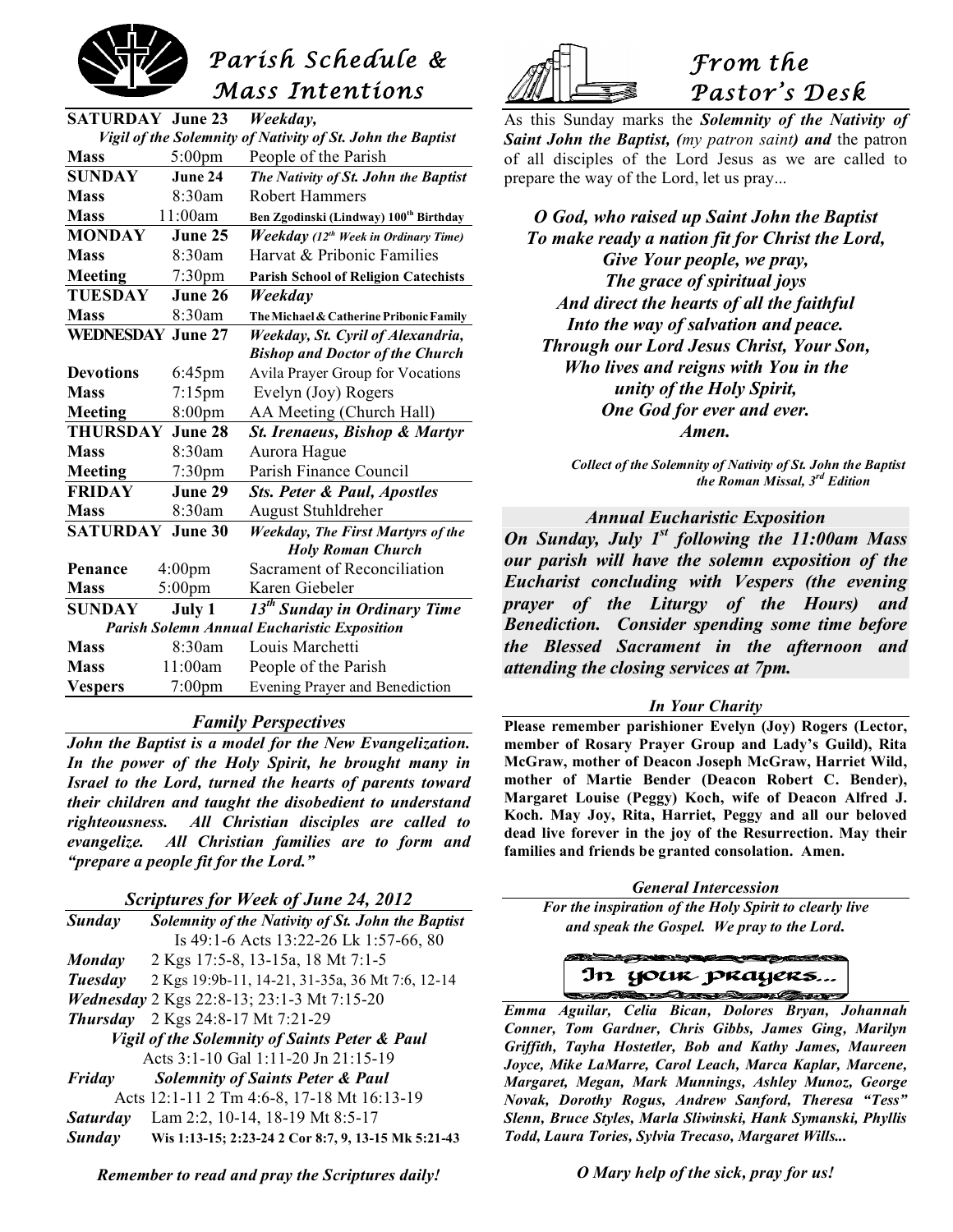# Parish Schedule & Mass Intentions

| SATURDAY | June 23 | *Weekday,* |
|---|---|---|
| *Vigil of the Solemnity of Nativity of St. John the Baptist* | | |
| **Mass** | 5:00pm | People of the Parish |
| **SUNDAY** | **June 24** | ***The Nativity of St. John the Baptist*** |
| **Mass** | 8:30am | Robert Hammers |
| **Mass** | 11:00am | Ben Zgodinski (Lindway) 100th Birthday |
| **MONDAY** | **June 25** | *Weekday (12th Week in Ordinary Time)* |
| **Mass** | 8:30am | Harvat & Pribonic Families |
| **Meeting** | 7:30pm | **Parish School of Religion Catechists** |
| **TUESDAY** | **June 26** | ***Weekday*** |
| **Mass** | 8:30am | The Michael & Catherine Pribonic Family |
| **WEDNESDAY** | **June 27** | ***Weekday, St. Cyril of Alexandria, Bishop and Doctor of the Church*** |
| **Devotions** | 6:45pm | Avila Prayer Group for Vocations |
| **Mass** | 7:15pm | Evelyn (Joy) Rogers |
| **Meeting** | 8:00pm | AA Meeting (Church Hall) |
| **THURSDAY** | **June 28** | ***St. Irenaeus, Bishop & Martyr*** |
| **Mass** | 8:30am | Aurora Hague |
| **Meeting** | 7:30pm | Parish Finance Council |
| **FRIDAY** | **June 29** | ***Sts. Peter & Paul, Apostles*** |
| **Mass** | 8:30am | August Stuhldreher |
| **SATURDAY** | **June 30** | ***Weekday, The First Martyrs of the Holy Roman Church*** |
| **Penance** | 4:00pm | Sacrament of Reconciliation |
| **Mass** | 5:00pm | Karen Giebeler |
| **SUNDAY** | **July 1** | ***13th Sunday in Ordinary Time*** |
| *Parish Solemn Annual Eucharistic Exposition* | | |
| **Mass** | 8:30am | Louis Marchetti |
| **Mass** | 11:00am | People of the Parish |
| **Vespers** | 7:00pm | Evening Prayer and Benediction |

### *Family Perspectives*

***John the Baptist is a model for the New Evangelization. In the power of the Holy Spirit, he brought many in Israel to the Lord, turned the hearts of parents toward their children and taught the disobedient to understand righteousness. All Christian disciples are called to evangelize. All Christian families are to form and "prepare a people fit for the Lord."***

### *Scriptures for Week of June 24, 2012*

| | |
|---|---|
| ***Sunday*** | ***Solemnity of the Nativity of St. John the Baptist*** Is 49:1-6 Acts 13:22-26 Lk 1:57-66, 80 |
| ***Monday*** | 2 Kgs 17:5-8, 13-15a, 18 Mt 7:1-5 |
| ***Tuesday*** | 2 Kgs 19:9b-11, 14-21, 31-35a, 36 Mt 7:6, 12-14 |
| ***Wednesday*** | 2 Kgs 22:8-13; 23:1-3 Mt 7:15-20 |
| ***Thursday*** | 2 Kgs 24:8-17 Mt 7:21-29 |
| | ***Vigil of the Solemnity of Saints Peter & Paul*** Acts 3:1-10 Gal 1:11-20 Jn 21:15-19 |
| ***Friday*** | ***Solemnity of Saints Peter & Paul*** Acts 12:1-11 2 Tm 4:6-8, 17-18 Mt 16:13-19 |
| ***Saturday*** | Lam 2:2, 10-14, 18-19 Mt 8:5-17 |
| ***Sunday*** | **Wis 1:13-15; 2:23-24 2 Cor 8:7, 9, 13-15 Mk 5:21-43** |

***Remember to read and pray the Scriptures daily!***

# From the Pastor's Desk

As this Sunday marks the ***Solemnity of the Nativity of Saint John the Baptist, (my patron saint) and*** the patron of all disciples of the Lord Jesus as we are called to prepare the way of the Lord, let us pray...

***O God, who raised up Saint John the Baptist***
***To make ready a nation fit for Christ the Lord,***
***Give Your people, we pray,***
***The grace of spiritual joys***
***And direct the hearts of all the faithful***
***Into the way of salvation and peace.***
***Through our Lord Jesus Christ, Your Son,***
***Who lives and reigns with You in the***
***unity of the Holy Spirit,***
***One God for ever and ever.***
***Amen.***

***Collect of the Solemnity of Nativity of St. John the Baptist the Roman Missal, 3rd Edition***

### *Annual Eucharistic Exposition*

***On Sunday, July 1st following the 11:00am Mass our parish will have the solemn exposition of the Eucharist concluding with Vespers (the evening prayer of the Liturgy of the Hours) and Benediction. Consider spending some time before the Blessed Sacrament in the afternoon and attending the closing services at 7pm.***

### *In Your Charity*

**Please remember parishioner Evelyn (Joy) Rogers (Lector, member of Rosary Prayer Group and Lady's Guild), Rita McGraw, mother of Deacon Joseph McGraw, Harriet Wild, mother of Martie Bender (Deacon Robert C. Bender), Margaret Louise (Peggy) Koch, wife of Deacon Alfred J. Koch. May Joy, Rita, Harriet, Peggy and all our beloved dead live forever in the joy of the Resurrection. May their families and friends be granted consolation. Amen.**

### *General Intercession*

***For the inspiration of the Holy Spirit to clearly live and speak the Gospel. We pray to the Lord.***

### In your prayers...

***Emma Aguilar, Celia Bican, Dolores Bryan, Johannah Conner, Tom Gardner, Chris Gibbs, James Ging, Marilyn Griffith, Tayha Hostetler, Bob and Kathy James, Maureen Joyce, Mike LaMarre, Carol Leach, Marca Kaplar, Marcene, Margaret, Megan, Mark Munnings, Ashley Munoz, George Novak, Dorothy Rogus, Andrew Sanford, Theresa "Tess" Slenn, Bruce Styles, Marla Sliwinski, Hank Symanski, Phyllis Todd, Laura Tories, Sylvia Trecaso, Margaret Wills...***

***O Mary help of the sick, pray for us!***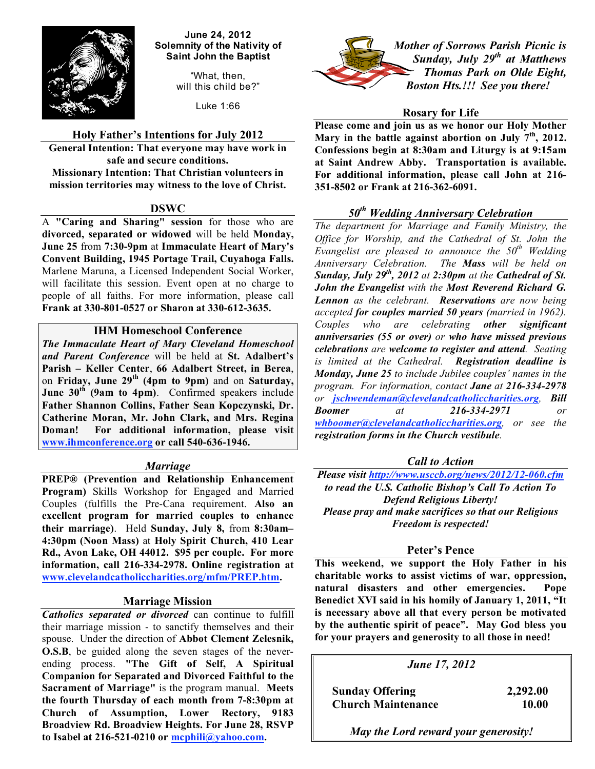**June 24, 2012**
**Solemnity of the Nativity of Saint John the Baptist**

"What, then, will this child be?"

Luke 1:66

## Holy Father's Intentions for July 2012

**General Intention: That everyone may have work in safe and secure conditions.**
**Missionary Intention: That Christian volunteers in mission territories may witness to the love of Christ.**

## DSWC

A **"Caring and Sharing" session** for those who are **divorced, separated or widowed** will be held **Monday, June 25** from **7:30-9pm** at **Immaculate Heart of Mary's Convent Building, 1945 Portage Trail, Cuyahoga Falls.** Marlene Maruna, a Licensed Independent Social Worker, will facilitate this session. Event open at no charge to people of all faiths. For more information, please call **Frank at 330-801-0527 or Sharon at 330-612-3635.**

## IHM Homeschool Conference

***The Immaculate Heart of Mary Cleveland Homeschool and Parent Conference*** will be held at **St. Adalbert's Parish – Keller Center**, **66 Adalbert Street, in Berea**, on **Friday, June 29th (4pm to 9pm)** and on **Saturday, June 30th (9am to 4pm)**. Confirmed speakers include **Father Shannon Collins, Father Sean Kopczynski, Dr. Catherine Moran, Mr. John Clark, and Mrs. Regina Doman! For additional information, please visit www.ihmconference.org or call 540-636-1946.**

## *Marriage*

**PREP® (Prevention and Relationship Enhancement Program)** Skills Workshop for Engaged and Married Couples (fulfills the Pre-Cana requirement. **Also an excellent program for married couples to enhance their marriage)**. Held **Sunday, July 8,** from **8:30am–4:30pm (Noon Mass)** at **Holy Spirit Church, 410 Lear Rd., Avon Lake, OH 44012. $95 per couple. For more information, call 216-334-2978. Online registration at www.clevelandcatholiccharities.org/mfm/PREP.htm.**

## Marriage Mission

***Catholics separated or divorced*** can continue to fulfill their marriage mission - to sanctify themselves and their spouse. Under the direction of **Abbot Clement Zelesnik, O.S.B**, be guided along the seven stages of the never-ending process. **"The Gift of Self, A Spiritual Companion for Separated and Divorced Faithful to the Sacrament of Marriage"** is the program manual. **Meets the fourth Thursday of each month from 7-8:30pm at Church of Assumption, Lower Rectory, 9183 Broadview Rd. Broadview Heights. For June 28, RSVP to Isabel at 216-521-0210 or mcphili@yahoo.com.**

***Mother of Sorrows Parish Picnic is Sunday, July 29th at Matthews Thomas Park on Olde Eight, Boston Hts.!!! See you there!***

## Rosary for Life

**Please come and join us as we honor our Holy Mother Mary in the battle against abortion on July 7th, 2012. Confessions begin at 8:30am and Liturgy is at 9:15am at Saint Andrew Abby. Transportation is available. For additional information, please call John at 216-351-8502 or Frank at 216-362-6091.**

## *50th Wedding Anniversary Celebration*

*The department for Marriage and Family Ministry, the Office for Worship, and the Cathedral of St. John the Evangelist are pleased to announce the 50th Wedding Anniversary Celebration. The **Mass** will be held on **Sunday, July 29th, 2012** at **2:30pm** at the **Cathedral of St. John the Evangelist** with the **Most Reverend Richard G. Lennon** as the celebrant. **Reservations** are now being accepted **for couples married 50 years** (married in 1962). Couples who are celebrating **other significant anniversaries (55 or over)** or **who have missed previous celebrations** are **welcome to register and attend**. Seating is limited at the Cathedral. **Registration deadline is Monday, June 25** to include Jubilee couples' names in the program. For information, contact **Jane** at **216-334-2978** or **jschwendeman@clevelandcatholiccharities.org**, **Bill Boomer** at **216-334-2971** or **whboomer@clevelandcatholiccharities.org**, or see the **registration forms in the Church vestibule**.*

## *Call to Action*

***Please visit http://www.usccb.org/news/2012/12-060.cfm to read the U.S. Catholic Bishop's Call To Action To Defend Religious Liberty!***
***Please pray and make sacrifices so that our Religious Freedom is respected!***

## Peter's Pence

**This weekend, we support the Holy Father in his charitable works to assist victims of war, oppression, natural disasters and other emergencies. Pope Benedict XVI said in his homily of January 1, 2011, "It is necessary above all that every person be motivated by the authentic spirit of peace". May God bless you for your prayers and generosity to all those in need!**

*June 17, 2012*

| | |
|---|---|
| **Sunday Offering** | **2,292.00** |
| **Church Maintenance** | **10.00** |

***May the Lord reward your generosity!***